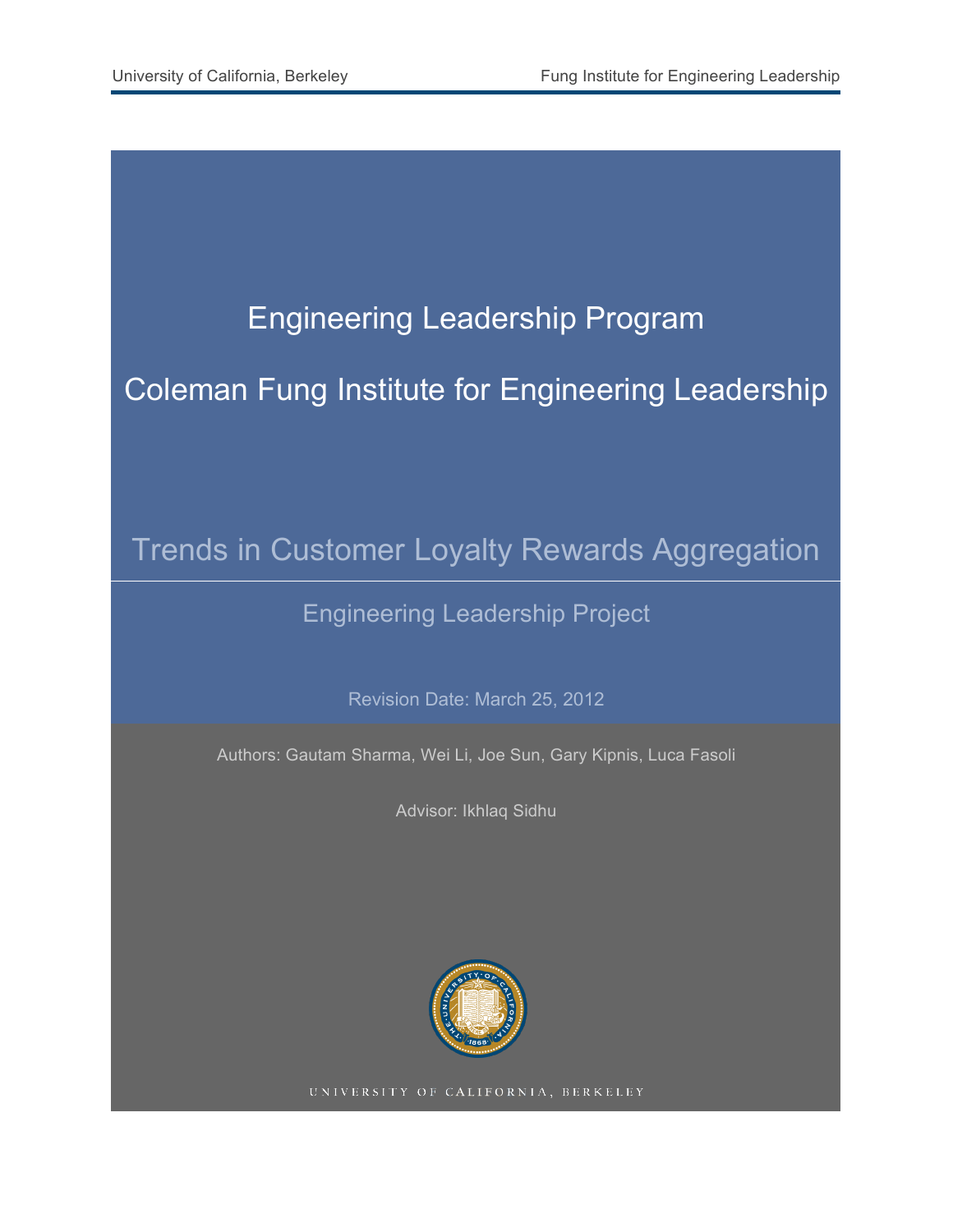# Engineering Leadership Program

# Coleman Fung Institute for Engineering Leadership

## Trends in Customer Loyalty Rewards Aggregation

### Engineering Leadership Project

Revision Date: March 25, 2012

Authors: Gautam Sharma, Wei Li, Joe Sun, Gary Kipnis, Luca Fasoli

Advisor: Ikhlaq Sidhu

UNIVERSITY OF CALIFORNIA, BERKELEY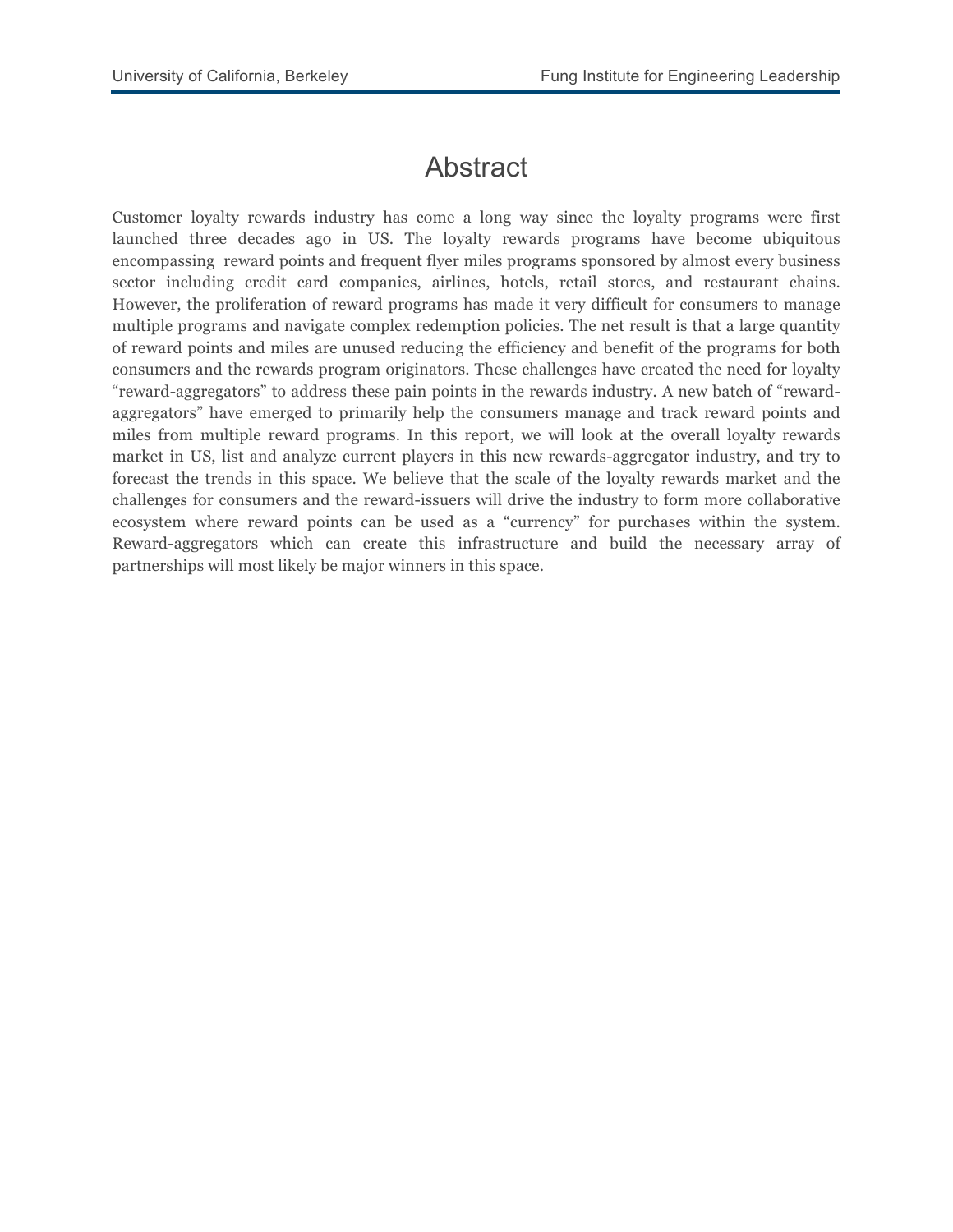# Abstract

Customer loyalty rewards industry has come a long way since the loyalty programs were first launched three decades ago in US. The loyalty rewards programs have become ubiquitous encompassing reward points and frequent flyer miles programs sponsored by almost every business sector including credit card companies, airlines, hotels, retail stores, and restaurant chains. However, the proliferation of reward programs has made it very difficult for consumers to manage multiple programs and navigate complex redemption policies. The net result is that a large quantity of reward points and miles are unused reducing the efficiency and benefit of the programs for both consumers and the rewards program originators. These challenges have created the need for loyalty "reward-aggregators" to address these pain points in the rewards industry. A new batch of "reward-aggregators" have emerged to primarily help the consumers manage and track reward points and miles from multiple reward programs. In this report, we will look at the overall loyalty rewards market in US, list and analyze current players in this new rewards-aggregator industry, and try to forecast the trends in this space. We believe that the scale of the loyalty rewards market and the challenges for consumers and the reward-issuers will drive the industry to form more collaborative ecosystem where reward points can be used as a "currency" for purchases within the system. Reward-aggregators which can create this infrastructure and build the necessary array of partnerships will most likely be major winners in this space.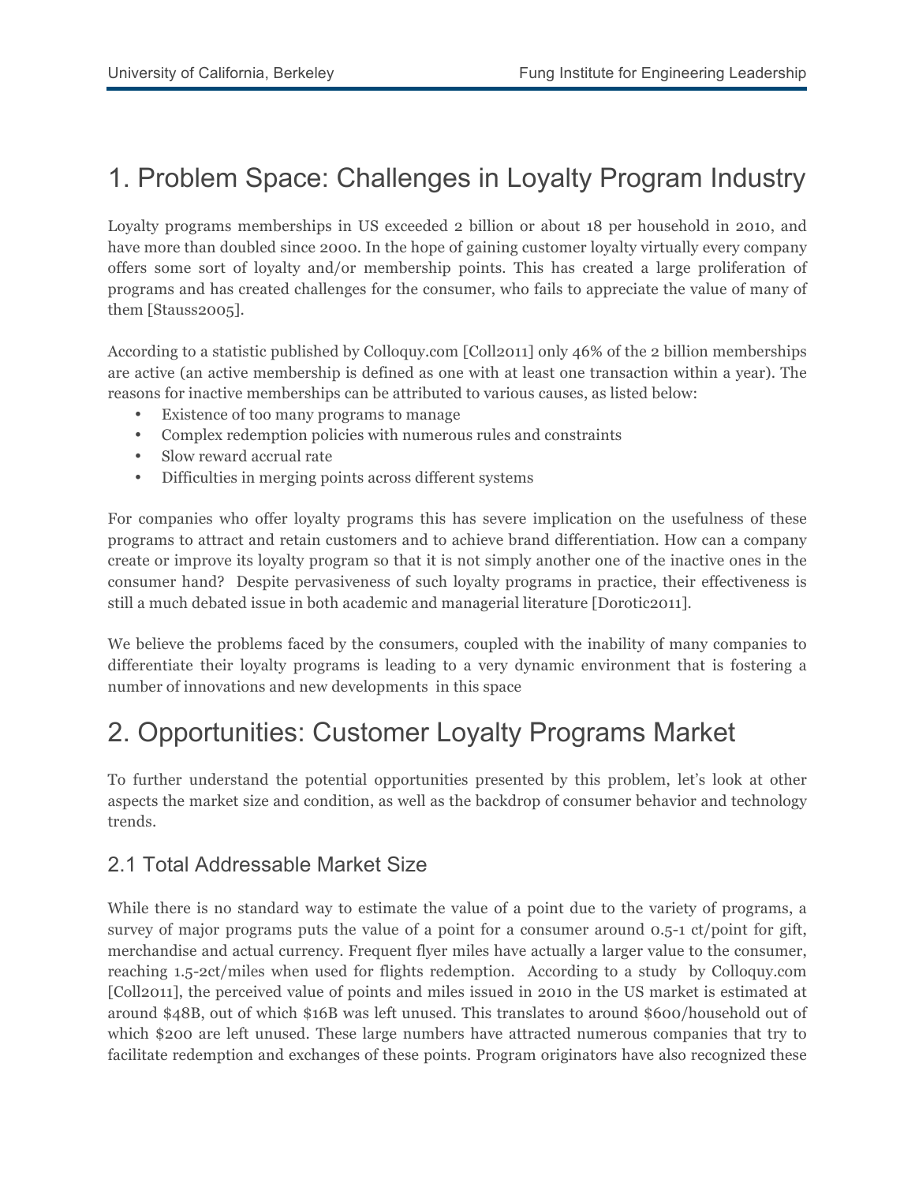# 1. Problem Space: Challenges in Loyalty Program Industry

Loyalty programs memberships in US exceeded 2 billion or about 18 per household in 2010, and have more than doubled since 2000. In the hope of gaining customer loyalty virtually every company offers some sort of loyalty and/or membership points. This has created a large proliferation of programs and has created challenges for the consumer, who fails to appreciate the value of many of them [Stauss2005].

According to a statistic published by Colloquy.com [Coll2011] only 46% of the 2 billion memberships are active (an active membership is defined as one with at least one transaction within a year). The reasons for inactive memberships can be attributed to various causes, as listed below:

- Existence of too many programs to manage
- Complex redemption policies with numerous rules and constraints
- Slow reward accrual rate
- Difficulties in merging points across different systems

For companies who offer loyalty programs this has severe implication on the usefulness of these programs to attract and retain customers and to achieve brand differentiation. How can a company create or improve its loyalty program so that it is not simply another one of the inactive ones in the consumer hand? Despite pervasiveness of such loyalty programs in practice, their effectiveness is still a much debated issue in both academic and managerial literature [Dorotic2011].

We believe the problems faced by the consumers, coupled with the inability of many companies to differentiate their loyalty programs is leading to a very dynamic environment that is fostering a number of innovations and new developments in this space

# 2. Opportunities: Customer Loyalty Programs Market

To further understand the potential opportunities presented by this problem, let's look at other aspects the market size and condition, as well as the backdrop of consumer behavior and technology trends.

## 2.1 Total Addressable Market Size

While there is no standard way to estimate the value of a point due to the variety of programs, a survey of major programs puts the value of a point for a consumer around 0.5-1 ct/point for gift, merchandise and actual currency. Frequent flyer miles have actually a larger value to the consumer, reaching 1.5-2ct/miles when used for flights redemption. According to a study by Colloquy.com [Coll2011], the perceived value of points and miles issued in 2010 in the US market is estimated at around $48B, out of which $16B was left unused. This translates to around $600/household out of which $200 are left unused. These large numbers have attracted numerous companies that try to facilitate redemption and exchanges of these points. Program originators have also recognized these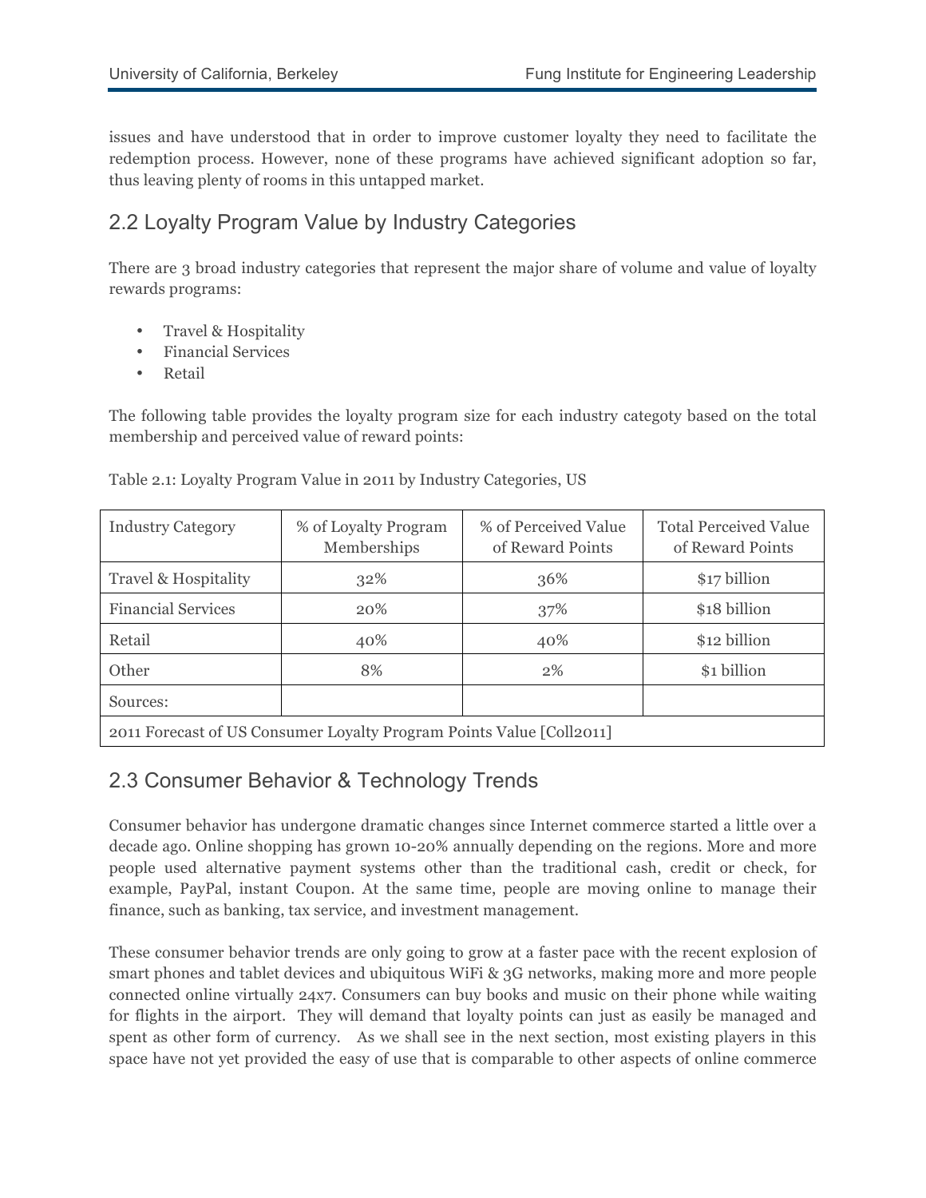issues and have understood that in order to improve customer loyalty they need to facilitate the redemption process. However, none of these programs have achieved significant adoption so far, thus leaving plenty of rooms in this untapped market.

## 2.2 Loyalty Program Value by Industry Categories

There are 3 broad industry categories that represent the major share of volume and value of loyalty rewards programs:

- Travel & Hospitality
- Financial Services
- Retail

The following table provides the loyalty program size for each industry categoty based on the total membership and perceived value of reward points:

Table 2.1: Loyalty Program Value in 2011 by Industry Categories, US

| Industry Category | % of Loyalty Program Memberships | % of Perceived Value of Reward Points | Total Perceived Value of Reward Points |
| --- | --- | --- | --- |
| Travel & Hospitality | 32% | 36% | $17 billion |
| Financial Services | 20% | 37% | $18 billion |
| Retail | 40% | 40% | $12 billion |
| Other | 8% | 2% | $1 billion |
| Sources: | | | |
| 2011 Forecast of US Consumer Loyalty Program Points Value [Coll2011] | | | |

## 2.3 Consumer Behavior & Technology Trends

Consumer behavior has undergone dramatic changes since Internet commerce started a little over a decade ago. Online shopping has grown 10-20% annually depending on the regions. More and more people used alternative payment systems other than the traditional cash, credit or check, for example, PayPal, instant Coupon. At the same time, people are moving online to manage their finance, such as banking, tax service, and investment management.

These consumer behavior trends are only going to grow at a faster pace with the recent explosion of smart phones and tablet devices and ubiquitous WiFi & 3G networks, making more and more people connected online virtually 24x7. Consumers can buy books and music on their phone while waiting for flights in the airport. They will demand that loyalty points can just as easily be managed and spent as other form of currency. As we shall see in the next section, most existing players in this space have not yet provided the easy of use that is comparable to other aspects of online commerce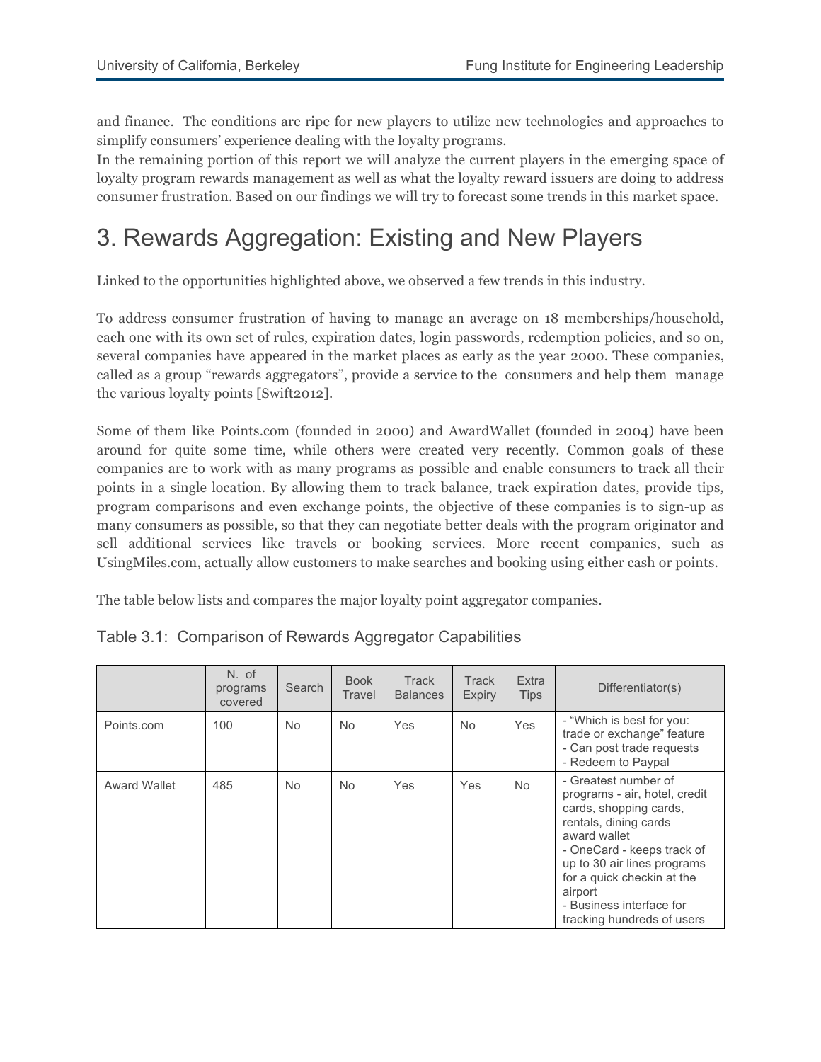and finance. The conditions are ripe for new players to utilize new technologies and approaches to simplify consumers' experience dealing with the loyalty programs.

In the remaining portion of this report we will analyze the current players in the emerging space of loyalty program rewards management as well as what the loyalty reward issuers are doing to address consumer frustration. Based on our findings we will try to forecast some trends in this market space.

# 3. Rewards Aggregation: Existing and New Players

Linked to the opportunities highlighted above, we observed a few trends in this industry.

To address consumer frustration of having to manage an average on 18 memberships/household, each one with its own set of rules, expiration dates, login passwords, redemption policies, and so on, several companies have appeared in the market places as early as the year 2000. These companies, called as a group "rewards aggregators", provide a service to the consumers and help them manage the various loyalty points [Swift2012].

Some of them like Points.com (founded in 2000) and AwardWallet (founded in 2004) have been around for quite some time, while others were created very recently. Common goals of these companies are to work with as many programs as possible and enable consumers to track all their points in a single location. By allowing them to track balance, track expiration dates, provide tips, program comparisons and even exchange points, the objective of these companies is to sign-up as many consumers as possible, so that they can negotiate better deals with the program originator and sell additional services like travels or booking services. More recent companies, such as UsingMiles.com, actually allow customers to make searches and booking using either cash or points.

The table below lists and compares the major loyalty point aggregator companies.

Table 3.1: Comparison of Rewards Aggregator Capabilities

| | N. of programs covered | Search | Book Travel | Track Balances | Track Expiry | Extra Tips | Differentiator(s) |
|---|---|---|---|---|---|---|---|
| Points.com | 100 | No | No | Yes | No | Yes | - "Which is best for you: trade or exchange" feature<br>- Can post trade requests<br>- Redeem to Paypal |
| Award Wallet | 485 | No | No | Yes | Yes | No | - Greatest number of programs - air, hotel, credit cards, shopping cards, rentals, dining cards award wallet<br>- OneCard - keeps track of up to 30 air lines programs for a quick checkin at the airport<br>- Business interface for tracking hundreds of users |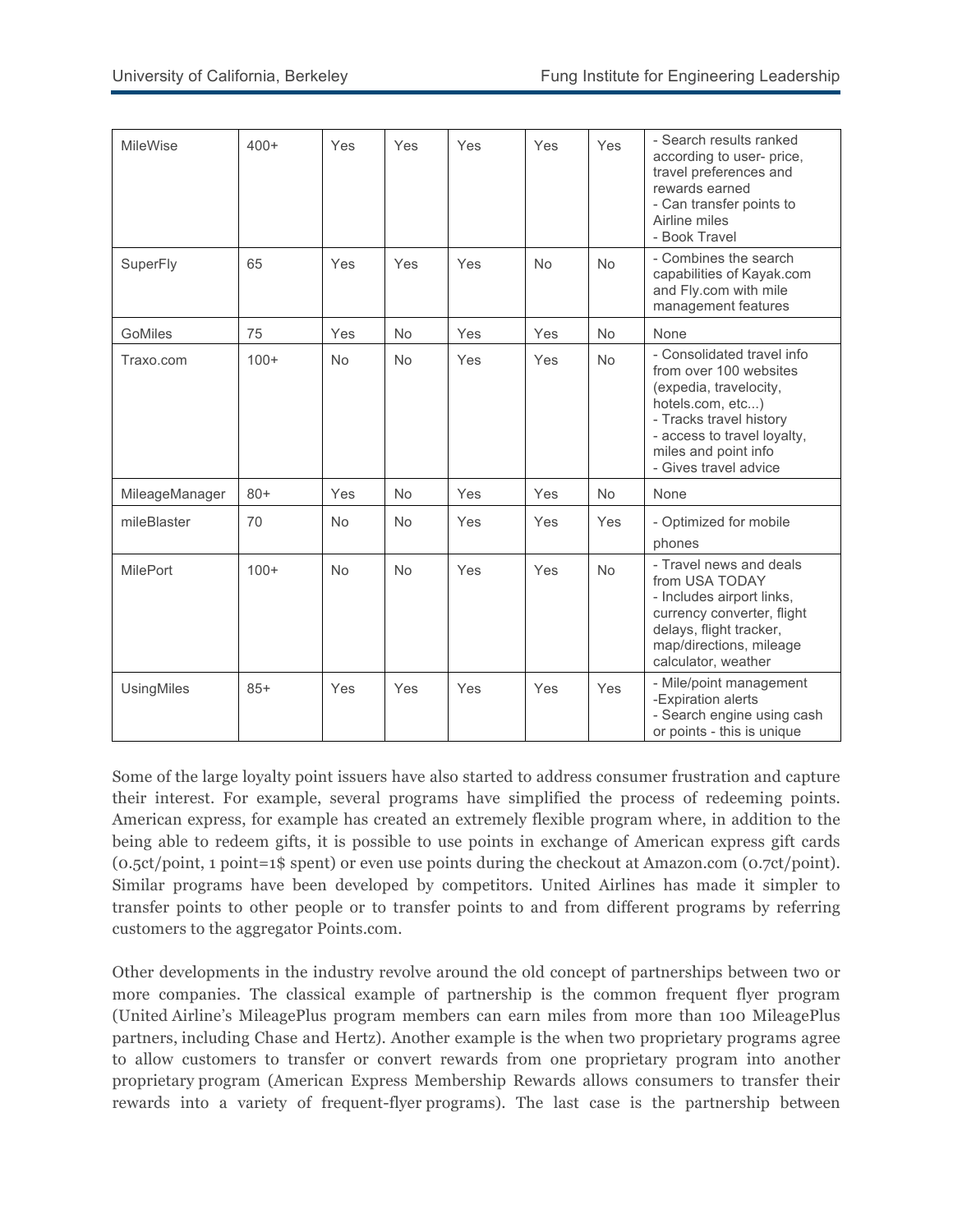| | | | | | | | |
|---|---|---|---|---|---|---|---|
| MileWise | 400+ | Yes | Yes | Yes | Yes | Yes | - Search results ranked according to user- price, travel preferences and rewards earned<br>- Can transfer points to Airline miles<br>- Book Travel |
| SuperFly | 65 | Yes | Yes | Yes | No | No | - Combines the search capabilities of Kayak.com and Fly.com with mile management features |
| GoMiles | 75 | Yes | No | Yes | Yes | No | None |
| Traxo.com | 100+ | No | No | Yes | Yes | No | - Consolidated travel info from over 100 websites (expedia, travelocity, hotels.com, etc...)<br>- Tracks travel history<br>- access to travel loyalty, miles and point info<br>- Gives travel advice |
| MileageManager | 80+ | Yes | No | Yes | Yes | No | None |
| mileBlaster | 70 | No | No | Yes | Yes | Yes | - Optimized for mobile phones |
| MilePort | 100+ | No | No | Yes | Yes | No | - Travel news and deals from USA TODAY<br>- Includes airport links, currency converter, flight delays, flight tracker, map/directions, mileage calculator, weather |
| UsingMiles | 85+ | Yes | Yes | Yes | Yes | Yes | - Mile/point management<br>-Expiration alerts<br>- Search engine using cash or points - this is unique |

Some of the large loyalty point issuers have also started to address consumer frustration and capture their interest. For example, several programs have simplified the process of redeeming points. American express, for example has created an extremely flexible program where, in addition to the being able to redeem gifts, it is possible to use points in exchange of American express gift cards (0.5ct/point, 1 point=1$ spent) or even use points during the checkout at Amazon.com (0.7ct/point). Similar programs have been developed by competitors. United Airlines has made it simpler to transfer points to other people or to transfer points to and from different programs by referring customers to the aggregator Points.com.

Other developments in the industry revolve around the old concept of partnerships between two or more companies. The classical example of partnership is the common frequent flyer program (United Airline's MileagePlus program members can earn miles from more than 100 MileagePlus partners, including Chase and Hertz). Another example is the when two proprietary programs agree to allow customers to transfer or convert rewards from one proprietary program into another proprietary program (American Express Membership Rewards allows consumers to transfer their rewards into a variety of frequent-flyer programs). The last case is the partnership between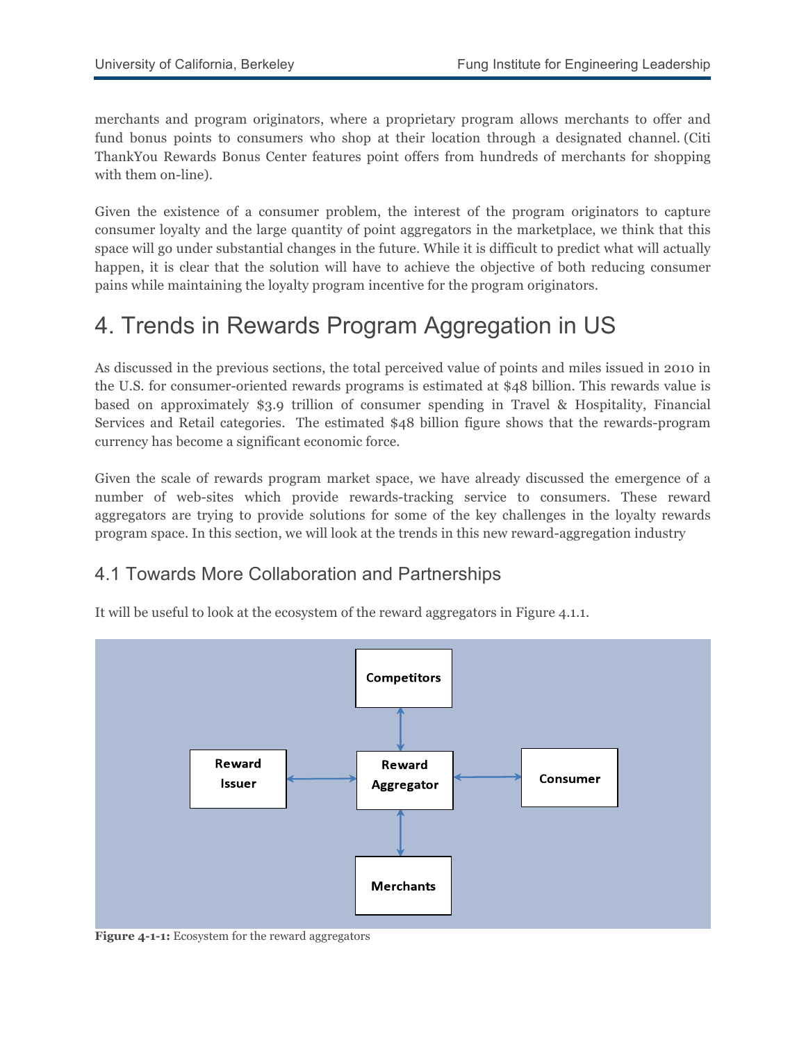merchants and program originators, where a proprietary program allows merchants to offer and fund bonus points to consumers who shop at their location through a designated channel. (Citi ThankYou Rewards Bonus Center features point offers from hundreds of merchants for shopping with them on-line).

Given the existence of a consumer problem, the interest of the program originators to capture consumer loyalty and the large quantity of point aggregators in the marketplace, we think that this space will go under substantial changes in the future. While it is difficult to predict what will actually happen, it is clear that the solution will have to achieve the objective of both reducing consumer pains while maintaining the loyalty program incentive for the program originators.

# 4. Trends in Rewards Program Aggregation in US

As discussed in the previous sections, the total perceived value of points and miles issued in 2010 in the U.S. for consumer-oriented rewards programs is estimated at $48 billion. This rewards value is based on approximately $3.9 trillion of consumer spending in Travel & Hospitality, Financial Services and Retail categories. The estimated $48 billion figure shows that the rewards-program currency has become a significant economic force.

Given the scale of rewards program market space, we have already discussed the emergence of a number of web-sites which provide rewards-tracking service to consumers. These reward aggregators are trying to provide solutions for some of the key challenges in the loyalty rewards program space. In this section, we will look at the trends in this new reward-aggregation industry

## 4.1 Towards More Collaboration and Partnerships

It will be useful to look at the ecosystem of the reward aggregators in Figure 4.1.1.

Competitors

Reward Issuer

Reward Aggregator

Consumer

Merchants

**Figure 4-1-1:** Ecosystem for the reward aggregators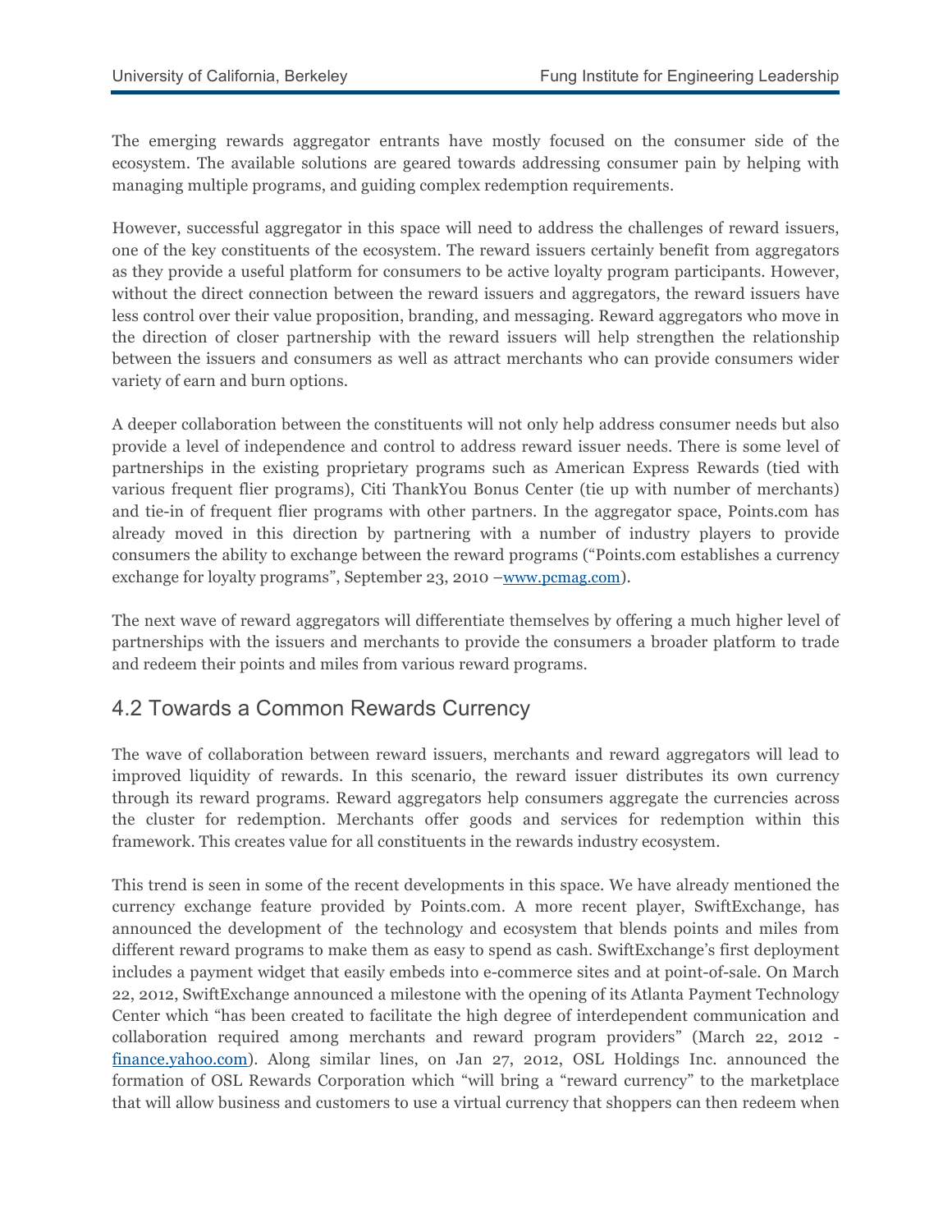The emerging rewards aggregator entrants have mostly focused on the consumer side of the ecosystem. The available solutions are geared towards addressing consumer pain by helping with managing multiple programs, and guiding complex redemption requirements.

However, successful aggregator in this space will need to address the challenges of reward issuers, one of the key constituents of the ecosystem. The reward issuers certainly benefit from aggregators as they provide a useful platform for consumers to be active loyalty program participants. However, without the direct connection between the reward issuers and aggregators, the reward issuers have less control over their value proposition, branding, and messaging. Reward aggregators who move in the direction of closer partnership with the reward issuers will help strengthen the relationship between the issuers and consumers as well as attract merchants who can provide consumers wider variety of earn and burn options.

A deeper collaboration between the constituents will not only help address consumer needs but also provide a level of independence and control to address reward issuer needs. There is some level of partnerships in the existing proprietary programs such as American Express Rewards (tied with various frequent flier programs), Citi ThankYou Bonus Center (tie up with number of merchants) and tie-in of frequent flier programs with other partners. In the aggregator space, Points.com has already moved in this direction by partnering with a number of industry players to provide consumers the ability to exchange between the reward programs ("Points.com establishes a currency exchange for loyalty programs", September 23, 2010 –[www.pcmag.com](www.pcmag.com)).

The next wave of reward aggregators will differentiate themselves by offering a much higher level of partnerships with the issuers and merchants to provide the consumers a broader platform to trade and redeem their points and miles from various reward programs.

## 4.2 Towards a Common Rewards Currency

The wave of collaboration between reward issuers, merchants and reward aggregators will lead to improved liquidity of rewards. In this scenario, the reward issuer distributes its own currency through its reward programs. Reward aggregators help consumers aggregate the currencies across the cluster for redemption. Merchants offer goods and services for redemption within this framework. This creates value for all constituents in the rewards industry ecosystem.

This trend is seen in some of the recent developments in this space. We have already mentioned the currency exchange feature provided by Points.com. A more recent player, SwiftExchange, has announced the development of the technology and ecosystem that blends points and miles from different reward programs to make them as easy to spend as cash. SwiftExchange's first deployment includes a payment widget that easily embeds into e-commerce sites and at point-of-sale. On March 22, 2012, SwiftExchange announced a milestone with the opening of its Atlanta Payment Technology Center which "has been created to facilitate the high degree of interdependent communication and collaboration required among merchants and reward program providers" (March 22, 2012 - [finance.yahoo.com](finance.yahoo.com)). Along similar lines, on Jan 27, 2012, OSL Holdings Inc. announced the formation of OSL Rewards Corporation which "will bring a "reward currency" to the marketplace that will allow business and customers to use a virtual currency that shoppers can then redeem when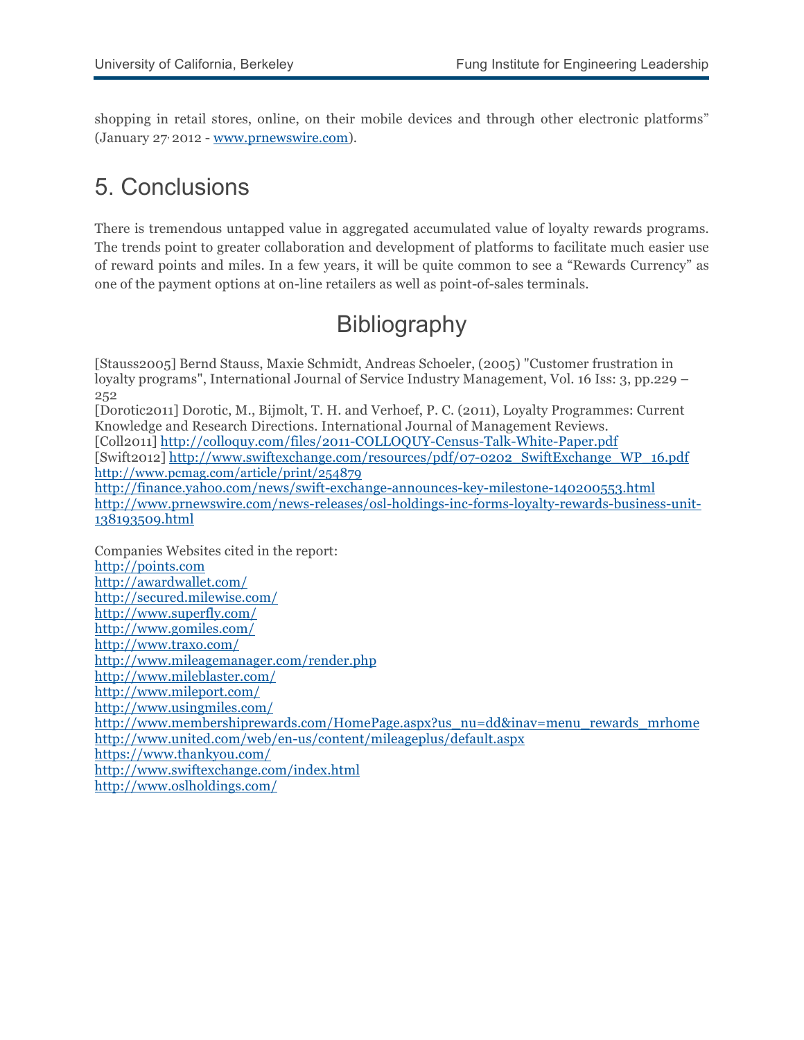shopping in retail stores, online, on their mobile devices and through other electronic platforms" (January 27, 2012 - www.prnewswire.com).

## 5. Conclusions

There is tremendous untapped value in aggregated accumulated value of loyalty rewards programs. The trends point to greater collaboration and development of platforms to facilitate much easier use of reward points and miles. In a few years, it will be quite common to see a "Rewards Currency" as one of the payment options at on-line retailers as well as point-of-sales terminals.

# Bibliography

[Stauss2005] Bernd Stauss, Maxie Schmidt, Andreas Schoeler, (2005) "Customer frustration in loyalty programs", International Journal of Service Industry Management, Vol. 16 Iss: 3, pp.229 – 252
[Dorotic2011] Dorotic, M., Bijmolt, T. H. and Verhoef, P. C. (2011), Loyalty Programmes: Current Knowledge and Research Directions. International Journal of Management Reviews.
[Coll2011] http://colloquy.com/files/2011-COLLOQUY-Census-Talk-White-Paper.pdf
[Swift2012] http://www.swiftexchange.com/resources/pdf/07-0202_SwiftExchange_WP_16.pdf
http://www.pcmag.com/article/print/254879
http://finance.yahoo.com/news/swift-exchange-announces-key-milestone-140200553.html
http://www.prnewswire.com/news-releases/osl-holdings-inc-forms-loyalty-rewards-business-unit-138193509.html

Companies Websites cited in the report:
http://points.com
http://awardwallet.com/
http://secured.milewise.com/
http://www.superfly.com/
http://www.gomiles.com/
http://www.traxo.com/
http://www.mileagemanager.com/render.php
http://www.mileblaster.com/
http://www.mileport.com/
http://www.usingmiles.com/
http://www.membershiprewards.com/HomePage.aspx?us_nu=dd&inav=menu_rewards_mrhome
http://www.united.com/web/en-us/content/mileageplus/default.aspx
https://www.thankyou.com/
http://www.swiftexchange.com/index.html
http://www.oslholdings.com/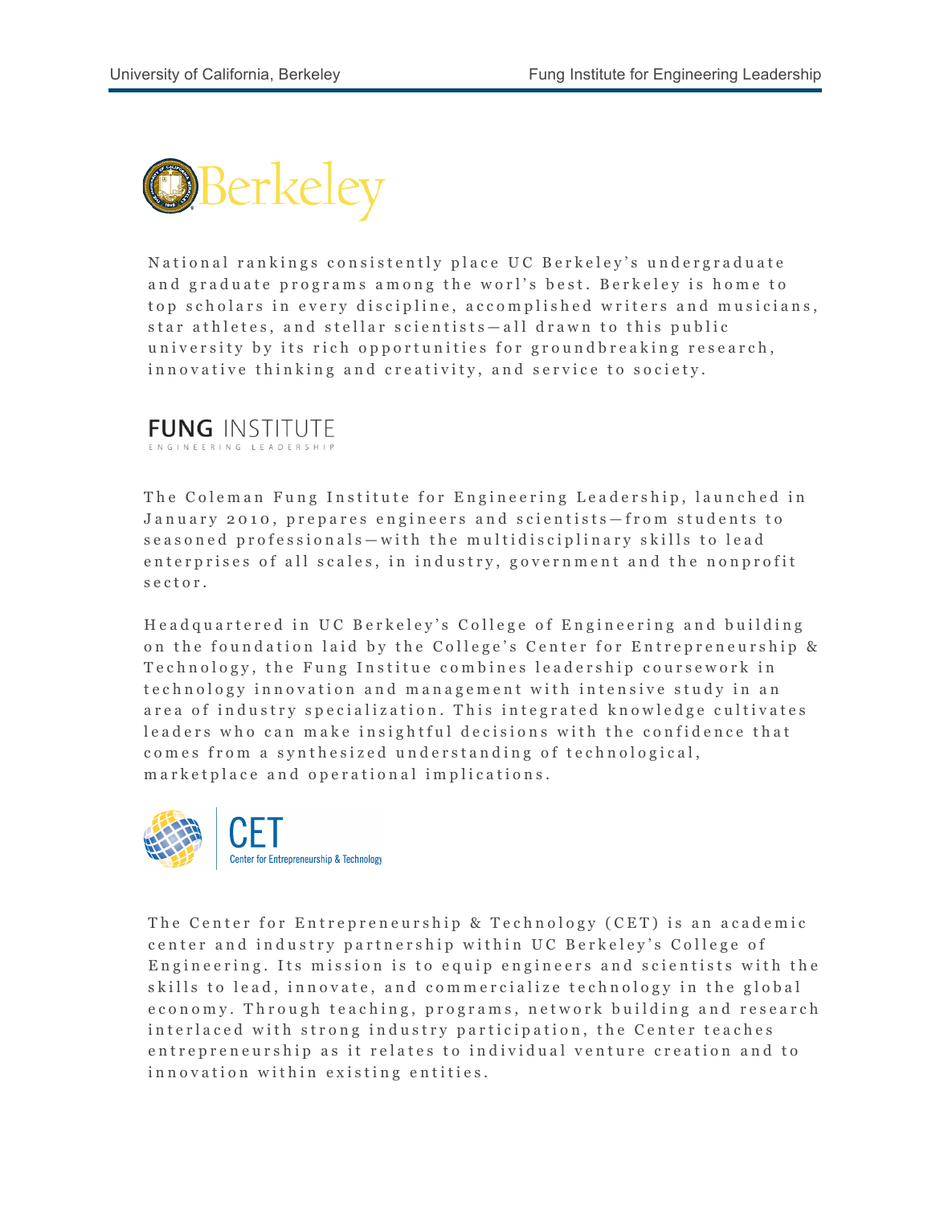Berkeley

National rankings consistently place UC Berkeley's undergraduate and graduate programs among the worl's best. Berkeley is home to top scholars in every discipline, accomplished writers and musicians, star athletes, and stellar scientists—all drawn to this public university by its rich opportunities for groundbreaking research, innovative thinking and creativity, and service to society.

**FUNG** INSTITUTE
ENGINEERING LEADERSHIP

The Coleman Fung Institute for Engineering Leadership, launched in January 2010, prepares engineers and scientists—from students to seasoned professionals—with the multidisciplinary skills to lead enterprises of all scales, in industry, government and the nonprofit sector.

Headquartered in UC Berkeley's College of Engineering and building on the foundation laid by the College's Center for Entrepreneurship & Technology, the Fung Institue combines leadership coursework in technology innovation and management with intensive study in an area of industry specialization. This integrated knowledge cultivates leaders who can make insightful decisions with the confidence that comes from a synthesized understanding of technological, marketplace and operational implications.

CET
Center for Entrepreneurship & Technology

The Center for Entrepreneurship & Technology (CET) is an academic center and industry partnership within UC Berkeley's College of Engineering. Its mission is to equip engineers and scientists with the skills to lead, innovate, and commercialize technology in the global economy. Through teaching, programs, network building and research interlaced with strong industry participation, the Center teaches entrepreneurship as it relates to individual venture creation and to innovation within existing entities.